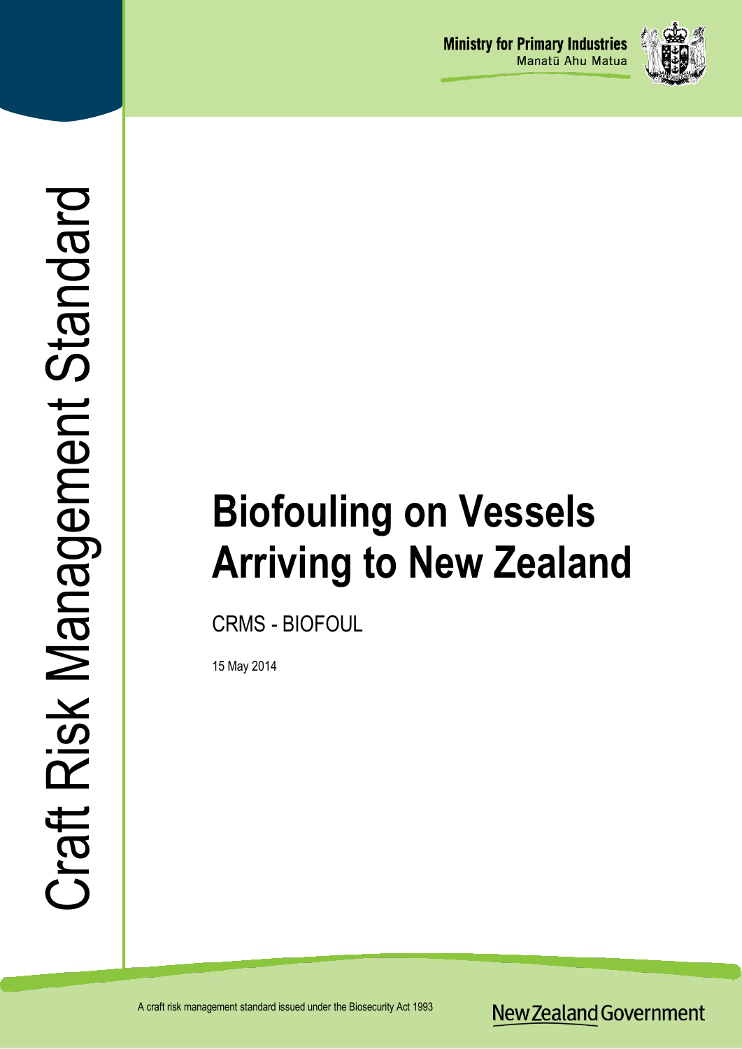Ministry for Primary Industries
Manatū Ahu Matua

Craft Risk Management Standard

# Biofouling on Vessels Arriving to New Zealand

CRMS - BIOFOUL

15 May 2014

A craft risk management standard issued under the Biosecurity Act 1993

New Zealand Government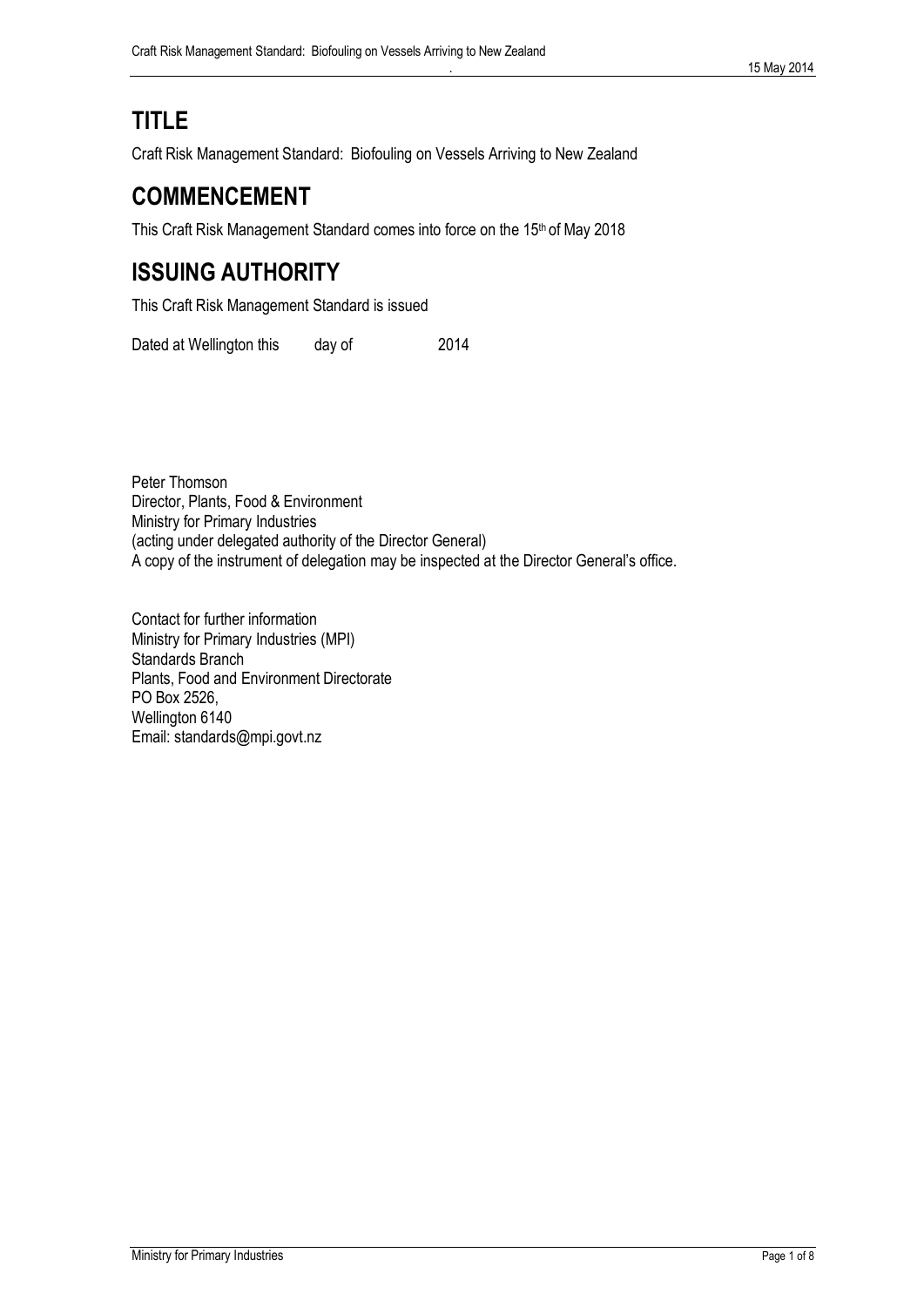# TITLE

Craft Risk Management Standard: Biofouling on Vessels Arriving to New Zealand

# COMMENCEMENT

This Craft Risk Management Standard comes into force on the 15th of May 2018

# ISSUING AUTHORITY

This Craft Risk Management Standard is issued

Dated at Wellington this day of 2014

Peter Thomson
Director, Plants, Food & Environment
Ministry for Primary Industries
(acting under delegated authority of the Director General)
A copy of the instrument of delegation may be inspected at the Director General's office.

Contact for further information
Ministry for Primary Industries (MPI)
Standards Branch
Plants, Food and Environment Directorate
PO Box 2526,
Wellington 6140
Email: standards@mpi.govt.nz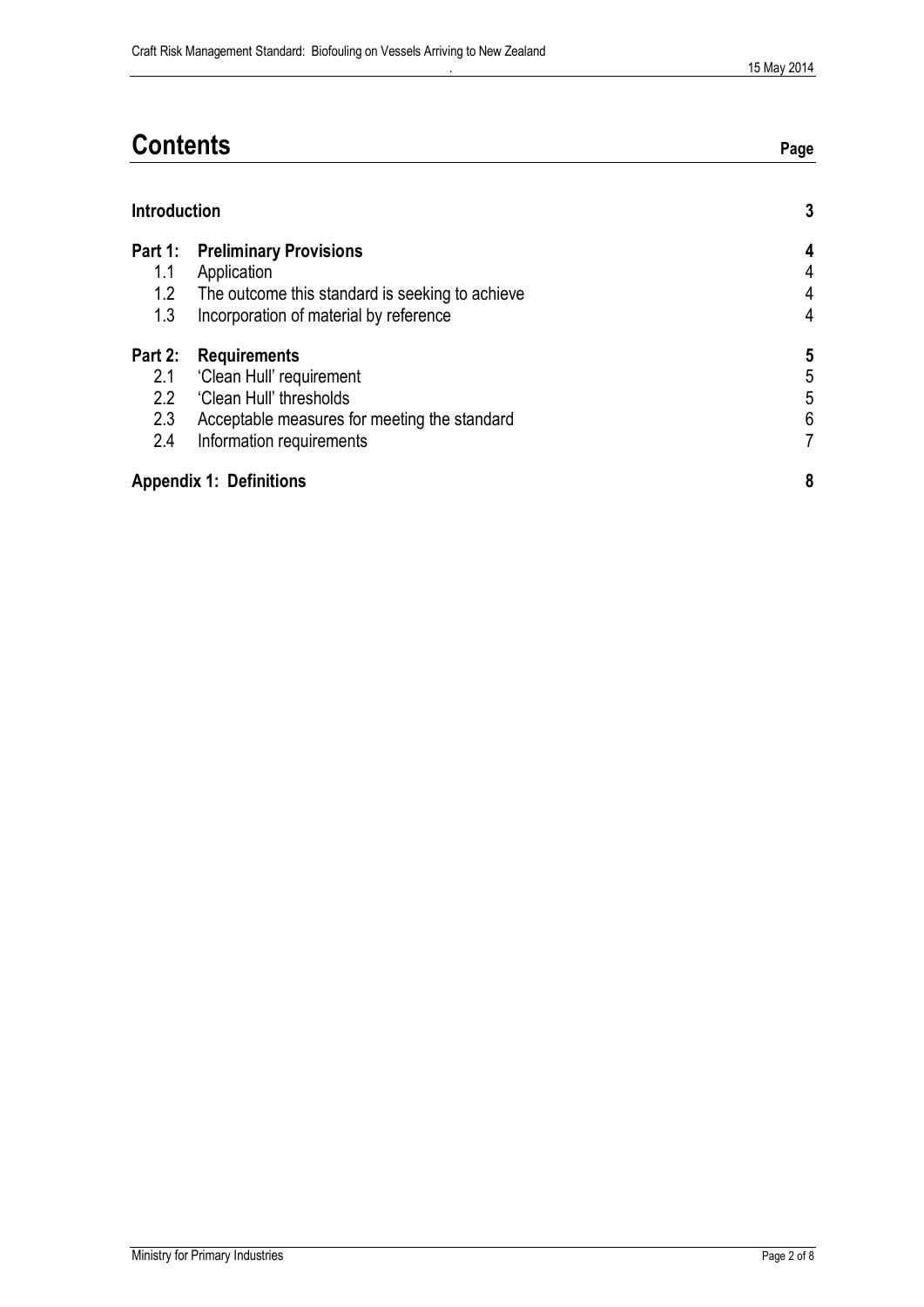# Contents

| | | Page |
|---|---|---|
| **Introduction** | | **3** |
| **Part 1:** | **Preliminary Provisions** | **4** |
| 1.1 | Application | 4 |
| 1.2 | The outcome this standard is seeking to achieve | 4 |
| 1.3 | Incorporation of material by reference | 4 |
| **Part 2:** | **Requirements** | **5** |
| 2.1 | 'Clean Hull' requirement | 5 |
| 2.2 | 'Clean Hull' thresholds | 5 |
| 2.3 | Acceptable measures for meeting the standard | 6 |
| 2.4 | Information requirements | 7 |
| **Appendix 1: Definitions** | | **8** |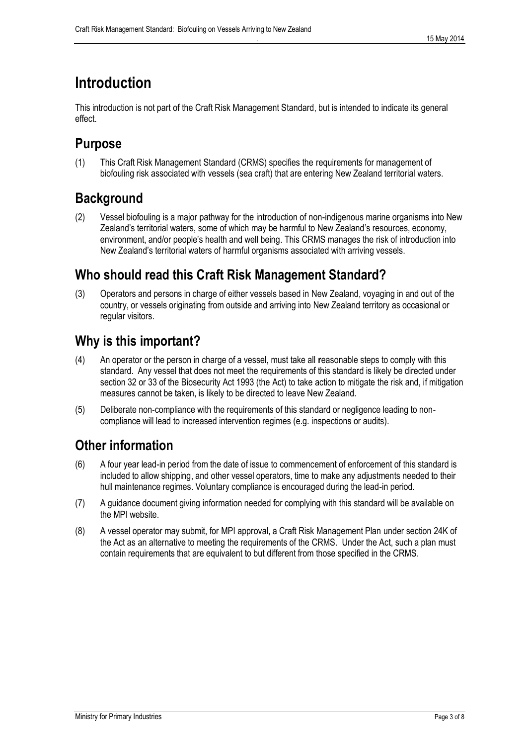# Introduction

This introduction is not part of the Craft Risk Management Standard, but is intended to indicate its general effect.

## Purpose

(1) This Craft Risk Management Standard (CRMS) specifies the requirements for management of biofouling risk associated with vessels (sea craft) that are entering New Zealand territorial waters.

## Background

(2) Vessel biofouling is a major pathway for the introduction of non-indigenous marine organisms into New Zealand's territorial waters, some of which may be harmful to New Zealand's resources, economy, environment, and/or people's health and well being. This CRMS manages the risk of introduction into New Zealand's territorial waters of harmful organisms associated with arriving vessels.

## Who should read this Craft Risk Management Standard?

(3) Operators and persons in charge of either vessels based in New Zealand, voyaging in and out of the country, or vessels originating from outside and arriving into New Zealand territory as occasional or regular visitors.

## Why is this important?

(4) An operator or the person in charge of a vessel, must take all reasonable steps to comply with this standard. Any vessel that does not meet the requirements of this standard is likely be directed under section 32 or 33 of the Biosecurity Act 1993 (the Act) to take action to mitigate the risk and, if mitigation measures cannot be taken, is likely to be directed to leave New Zealand.

(5) Deliberate non-compliance with the requirements of this standard or negligence leading to non-compliance will lead to increased intervention regimes (e.g. inspections or audits).

## Other information

(6) A four year lead-in period from the date of issue to commencement of enforcement of this standard is included to allow shipping, and other vessel operators, time to make any adjustments needed to their hull maintenance regimes. Voluntary compliance is encouraged during the lead-in period.

(7) A guidance document giving information needed for complying with this standard will be available on the MPI website.

(8) A vessel operator may submit, for MPI approval, a Craft Risk Management Plan under section 24K of the Act as an alternative to meeting the requirements of the CRMS. Under the Act, such a plan must contain requirements that are equivalent to but different from those specified in the CRMS.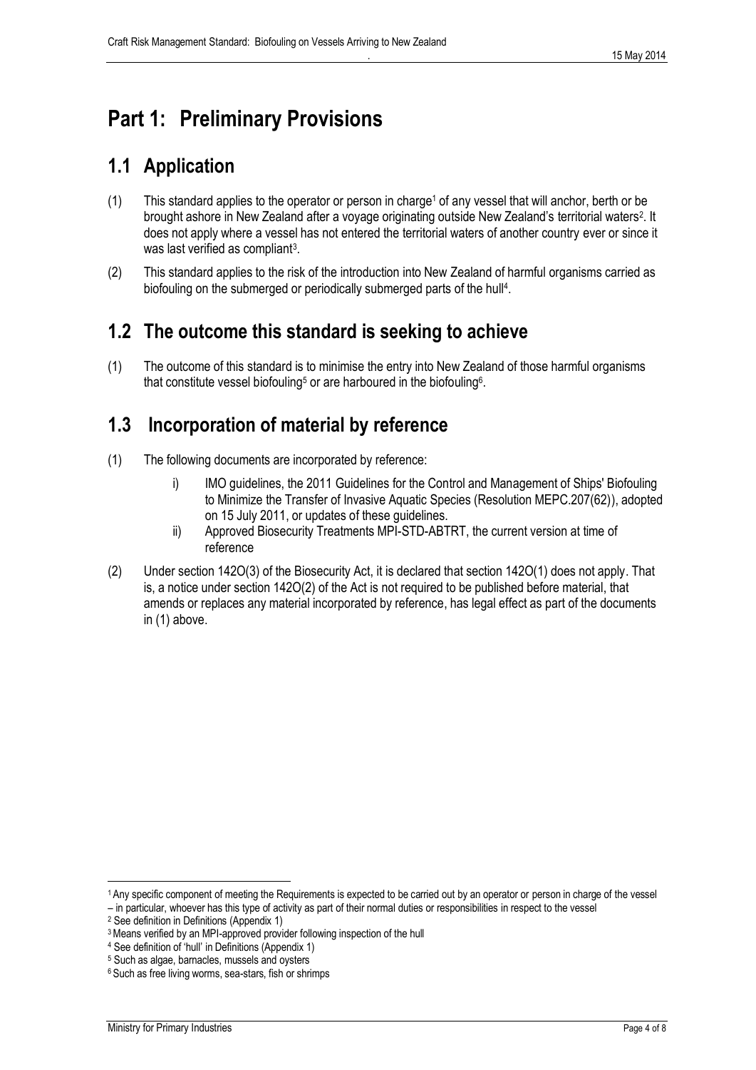# Part 1: Preliminary Provisions

## 1.1 Application

(1) This standard applies to the operator or person in charge[1] of any vessel that will anchor, berth or be brought ashore in New Zealand after a voyage originating outside New Zealand's territorial waters[2]. It does not apply where a vessel has not entered the territorial waters of another country ever or since it was last verified as compliant[3].

(2) This standard applies to the risk of the introduction into New Zealand of harmful organisms carried as biofouling on the submerged or periodically submerged parts of the hull[4].

## 1.2 The outcome this standard is seeking to achieve

(1) The outcome of this standard is to minimise the entry into New Zealand of those harmful organisms that constitute vessel biofouling[5] or are harboured in the biofouling[6].

## 1.3 Incorporation of material by reference

(1) The following documents are incorporated by reference:

   i) IMO guidelines, the 2011 Guidelines for the Control and Management of Ships' Biofouling to Minimize the Transfer of Invasive Aquatic Species (Resolution MEPC.207(62)), adopted on 15 July 2011, or updates of these guidelines.

   ii) Approved Biosecurity Treatments MPI-STD-ABTRT, the current version at time of reference

(2) Under section 142O(3) of the Biosecurity Act, it is declared that section 142O(1) does not apply. That is, a notice under section 142O(2) of the Act is not required to be published before material, that amends or replaces any material incorporated by reference, has legal effect as part of the documents in (1) above.

---

[1] Any specific component of meeting the Requirements is expected to be carried out by an operator or person in charge of the vessel – in particular, whoever has this type of activity as part of their normal duties or responsibilities in respect to the vessel

[2] See definition in Definitions (Appendix 1)

[3] Means verified by an MPI-approved provider following inspection of the hull

[4] See definition of 'hull' in Definitions (Appendix 1)

[5] Such as algae, barnacles, mussels and oysters

[6] Such as free living worms, sea-stars, fish or shrimps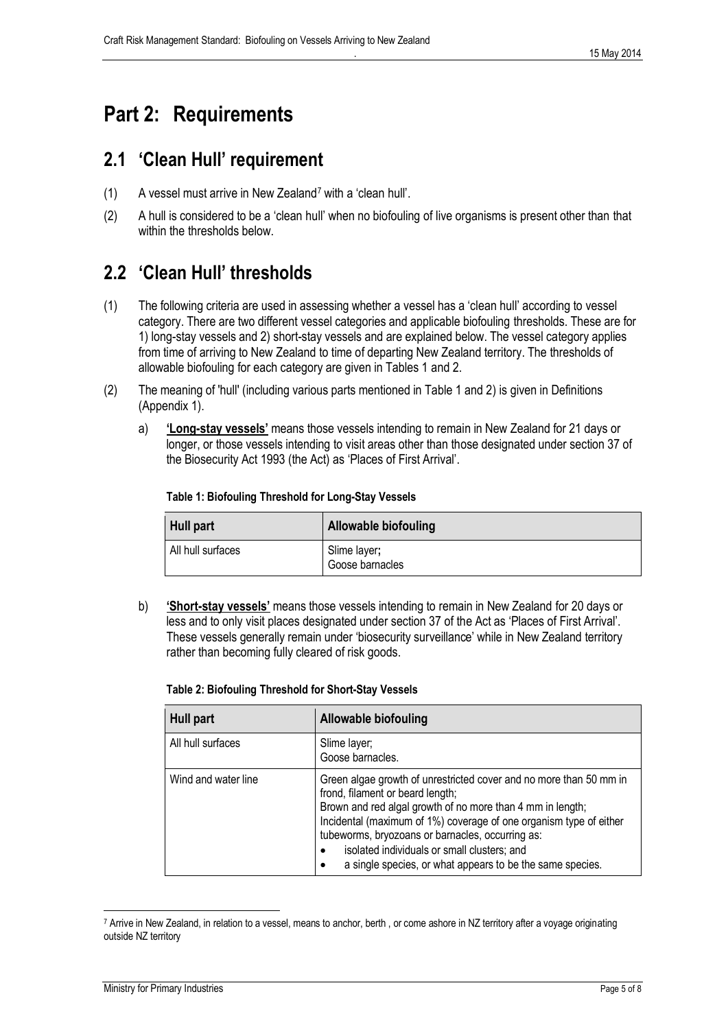# Part 2: Requirements

## 2.1 'Clean Hull' requirement

(1) A vessel must arrive in New Zealand[7] with a 'clean hull'.

(2) A hull is considered to be a 'clean hull' when no biofouling of live organisms is present other than that within the thresholds below.

## 2.2 'Clean Hull' thresholds

(1) The following criteria are used in assessing whether a vessel has a 'clean hull' according to vessel category. There are two different vessel categories and applicable biofouling thresholds. These are for 1) long-stay vessels and 2) short-stay vessels and are explained below. The vessel category applies from time of arriving to New Zealand to time of departing New Zealand territory. The thresholds of allowable biofouling for each category are given in Tables 1 and 2.

(2) The meaning of 'hull' (including various parts mentioned in Table 1 and 2) is given in Definitions (Appendix 1).

a) **'Long-stay vessels'** means those vessels intending to remain in New Zealand for 21 days or longer, or those vessels intending to visit areas other than those designated under section 37 of the Biosecurity Act 1993 (the Act) as 'Places of First Arrival'.

**Table 1: Biofouling Threshold for Long-Stay Vessels**

| Hull part | Allowable biofouling |
| --- | --- |
| All hull surfaces | Slime layer;<br>Goose barnacles |

b) **'Short-stay vessels'** means those vessels intending to remain in New Zealand for 20 days or less and to only visit places designated under section 37 of the Act as 'Places of First Arrival'. These vessels generally remain under 'biosecurity surveillance' while in New Zealand territory rather than becoming fully cleared of risk goods.

**Table 2: Biofouling Threshold for Short-Stay Vessels**

| Hull part | Allowable biofouling |
| --- | --- |
| All hull surfaces | Slime layer;<br>Goose barnacles. |
| Wind and water line | Green algae growth of unrestricted cover and no more than 50 mm in frond, filament or beard length;<br>Brown and red algal growth of no more than 4 mm in length;<br>Incidental (maximum of 1%) coverage of one organism type of either tubeworms, bryozoans or barnacles, occurring as:<br>• isolated individuals or small clusters; and<br>• a single species, or what appears to be the same species. |

[7] Arrive in New Zealand, in relation to a vessel, means to anchor, berth , or come ashore in NZ territory after a voyage originating outside NZ territory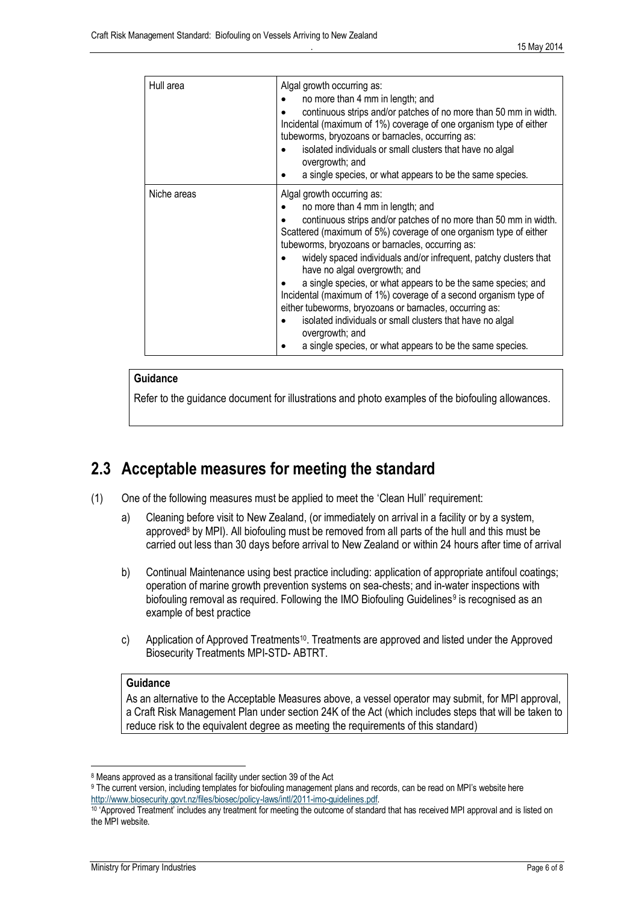| Hull area | Algal growth occurring as:<br>• no more than 4 mm in length; and<br>• continuous strips and/or patches of no more than 50 mm in width.<br>Incidental (maximum of 1%) coverage of one organism type of either tubeworms, bryozoans or barnacles, occurring as:<br>• isolated individuals or small clusters that have no algal overgrowth; and<br>• a single species, or what appears to be the same species. |
|---|---|
| Niche areas | Algal growth occurring as:<br>• no more than 4 mm in length; and<br>• continuous strips and/or patches of no more than 50 mm in width.<br>Scattered (maximum of 5%) coverage of one organism type of either tubeworms, bryozoans or barnacles, occurring as:<br>• widely spaced individuals and/or infrequent, patchy clusters that have no algal overgrowth; and<br>• a single species, or what appears to be the same species; and<br>Incidental (maximum of 1%) coverage of a second organism type of either tubeworms, bryozoans or barnacles, occurring as:<br>• isolated individuals or small clusters that have no algal overgrowth; and<br>• a single species, or what appears to be the same species. |

> **Guidance**
>
> Refer to the guidance document for illustrations and photo examples of the biofouling allowances.

## 2.3 Acceptable measures for meeting the standard

(1) One of the following measures must be applied to meet the 'Clean Hull' requirement:

a) Cleaning before visit to New Zealand, (or immediately on arrival in a facility or by a system, approved[8] by MPI). All biofouling must be removed from all parts of the hull and this must be carried out less than 30 days before arrival to New Zealand or within 24 hours after time of arrival

b) Continual Maintenance using best practice including: application of appropriate antifoul coatings; operation of marine growth prevention systems on sea-chests; and in-water inspections with biofouling removal as required. Following the IMO Biofouling Guidelines[9] is recognised as an example of best practice

c) Application of Approved Treatments[10]. Treatments are approved and listed under the Approved Biosecurity Treatments MPI-STD- ABTRT.

> **Guidance**
>
> As an alternative to the Acceptable Measures above, a vessel operator may submit, for MPI approval, a Craft Risk Management Plan under section 24K of the Act (which includes steps that will be taken to reduce risk to the equivalent degree as meeting the requirements of this standard)

---

[8] Means approved as a transitional facility under section 39 of the Act

[9] The current version, including templates for biofouling management plans and records, can be read on MPI's website here http://www.biosecurity.govt.nz/files/biosec/policy-laws/intl/2011-imo-guidelines.pdf.

[10] 'Approved Treatment' includes any treatment for meeting the outcome of standard that has received MPI approval and is listed on the MPI website.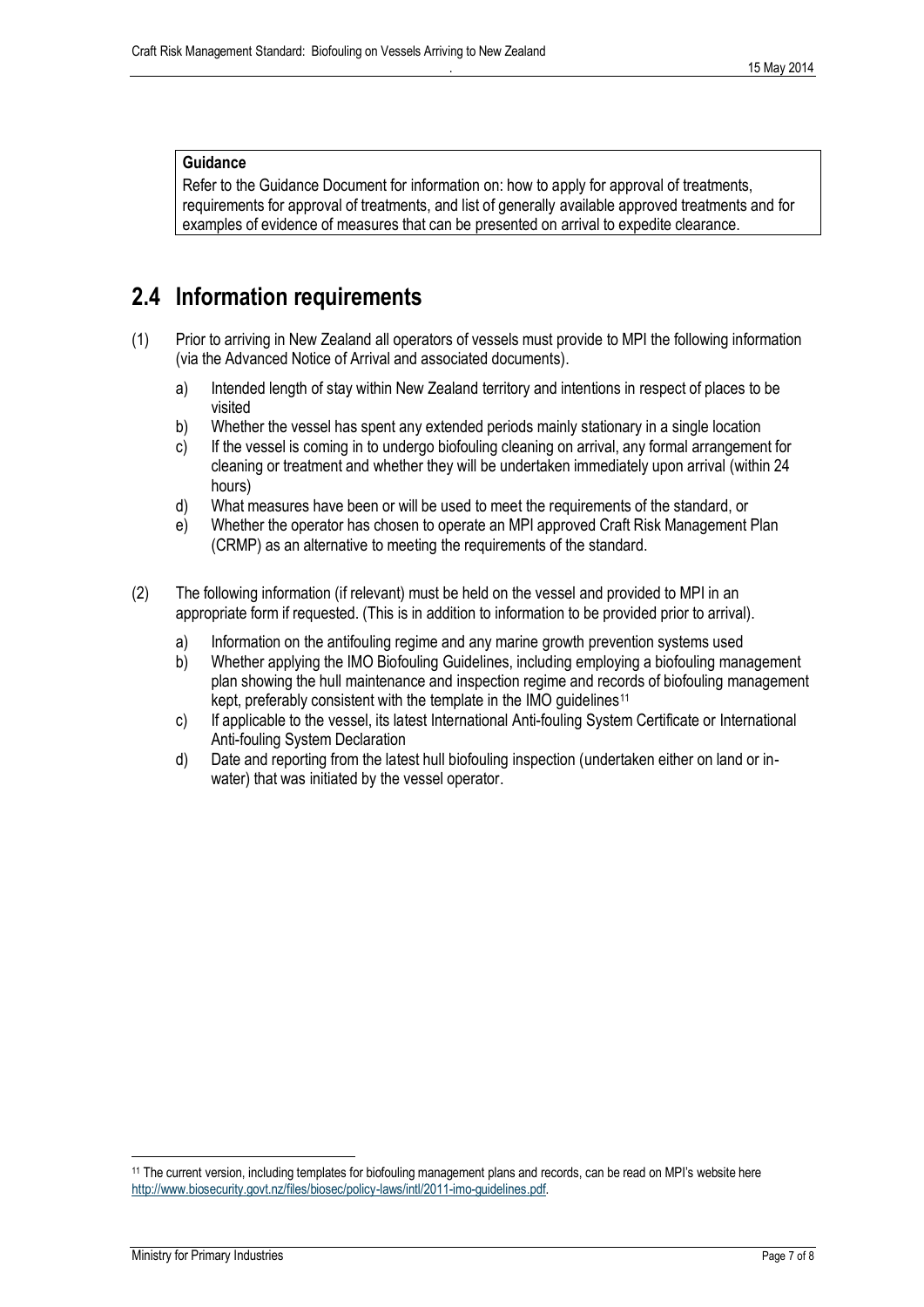**Guidance**

Refer to the Guidance Document for information on: how to apply for approval of treatments, requirements for approval of treatments, and list of generally available approved treatments and for examples of evidence of measures that can be presented on arrival to expedite clearance.

## 2.4 Information requirements

(1) Prior to arriving in New Zealand all operators of vessels must provide to MPI the following information (via the Advanced Notice of Arrival and associated documents).

a) Intended length of stay within New Zealand territory and intentions in respect of places to be visited
b) Whether the vessel has spent any extended periods mainly stationary in a single location
c) If the vessel is coming in to undergo biofouling cleaning on arrival, any formal arrangement for cleaning or treatment and whether they will be undertaken immediately upon arrival (within 24 hours)
d) What measures have been or will be used to meet the requirements of the standard, or
e) Whether the operator has chosen to operate an MPI approved Craft Risk Management Plan (CRMP) as an alternative to meeting the requirements of the standard.

(2) The following information (if relevant) must be held on the vessel and provided to MPI in an appropriate form if requested. (This is in addition to information to be provided prior to arrival).

a) Information on the antifouling regime and any marine growth prevention systems used
b) Whether applying the IMO Biofouling Guidelines, including employing a biofouling management plan showing the hull maintenance and inspection regime and records of biofouling management kept, preferably consistent with the template in the IMO guidelines[11]
c) If applicable to the vessel, its latest International Anti-fouling System Certificate or International Anti-fouling System Declaration
d) Date and reporting from the latest hull biofouling inspection (undertaken either on land or in-water) that was initiated by the vessel operator.

[11] The current version, including templates for biofouling management plans and records, can be read on MPI's website here http://www.biosecurity.govt.nz/files/biosec/policy-laws/intl/2011-imo-guidelines.pdf.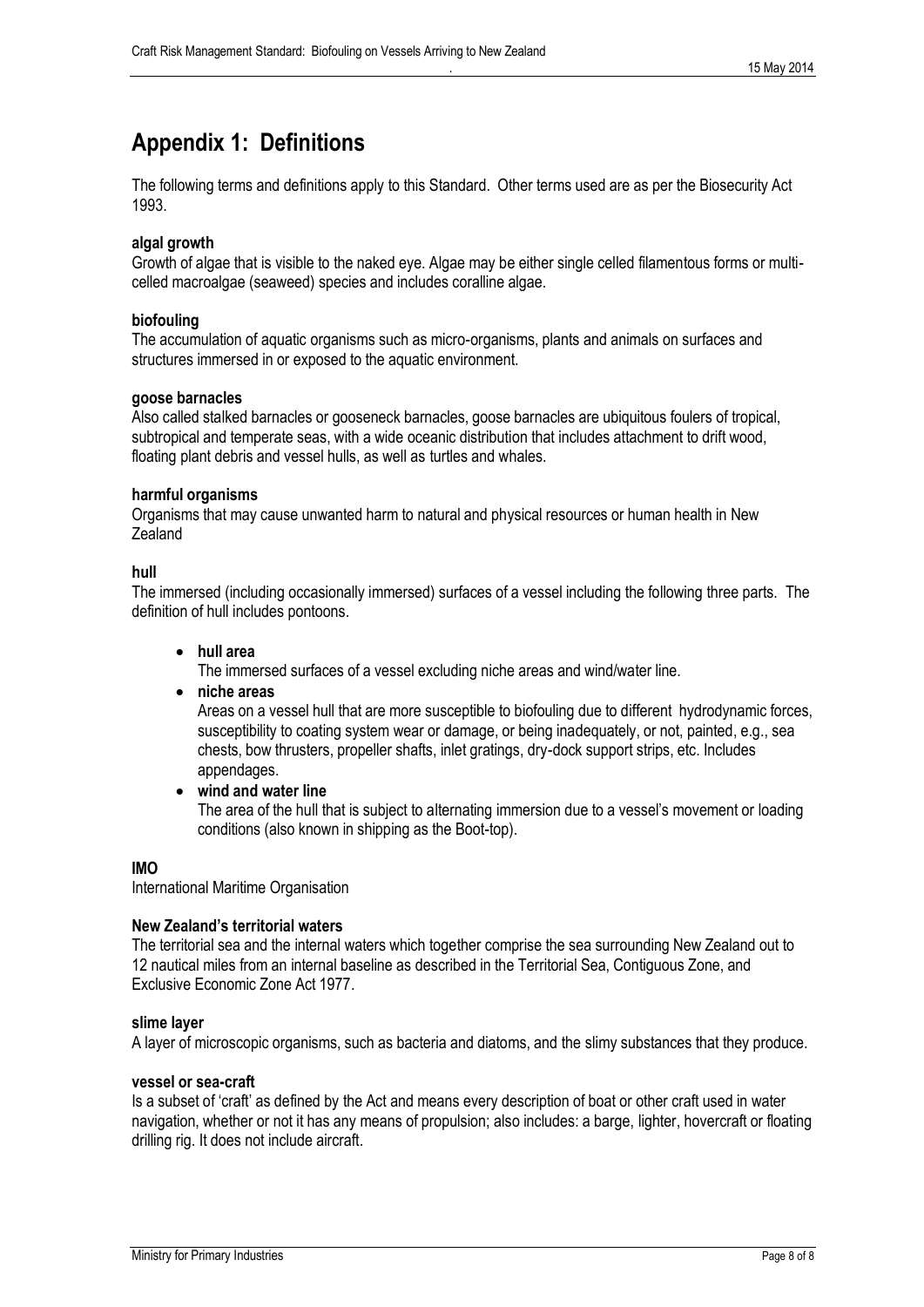# Appendix 1: Definitions

The following terms and definitions apply to this Standard. Other terms used are as per the Biosecurity Act 1993.

**algal growth**

Growth of algae that is visible to the naked eye. Algae may be either single celled filamentous forms or multi-celled macroalgae (seaweed) species and includes coralline algae.

**biofouling**

The accumulation of aquatic organisms such as micro-organisms, plants and animals on surfaces and structures immersed in or exposed to the aquatic environment.

**goose barnacles**

Also called stalked barnacles or gooseneck barnacles, goose barnacles are ubiquitous foulers of tropical, subtropical and temperate seas, with a wide oceanic distribution that includes attachment to drift wood, floating plant debris and vessel hulls, as well as turtles and whales.

**harmful organisms**

Organisms that may cause unwanted harm to natural and physical resources or human health in New Zealand

**hull**

The immersed (including occasionally immersed) surfaces of a vessel including the following three parts. The definition of hull includes pontoons.

- **hull area**
  The immersed surfaces of a vessel excluding niche areas and wind/water line.
- **niche areas**
  Areas on a vessel hull that are more susceptible to biofouling due to different hydrodynamic forces, susceptibility to coating system wear or damage, or being inadequately, or not, painted, e.g., sea chests, bow thrusters, propeller shafts, inlet gratings, dry-dock support strips, etc. Includes appendages.
- **wind and water line**
  The area of the hull that is subject to alternating immersion due to a vessel's movement or loading conditions (also known in shipping as the Boot-top).

**IMO**

International Maritime Organisation

**New Zealand's territorial waters**

The territorial sea and the internal waters which together comprise the sea surrounding New Zealand out to 12 nautical miles from an internal baseline as described in the Territorial Sea, Contiguous Zone, and Exclusive Economic Zone Act 1977.

**slime layer**

A layer of microscopic organisms, such as bacteria and diatoms, and the slimy substances that they produce.

**vessel or sea-craft**

Is a subset of 'craft' as defined by the Act and means every description of boat or other craft used in water navigation, whether or not it has any means of propulsion; also includes: a barge, lighter, hovercraft or floating drilling rig. It does not include aircraft.